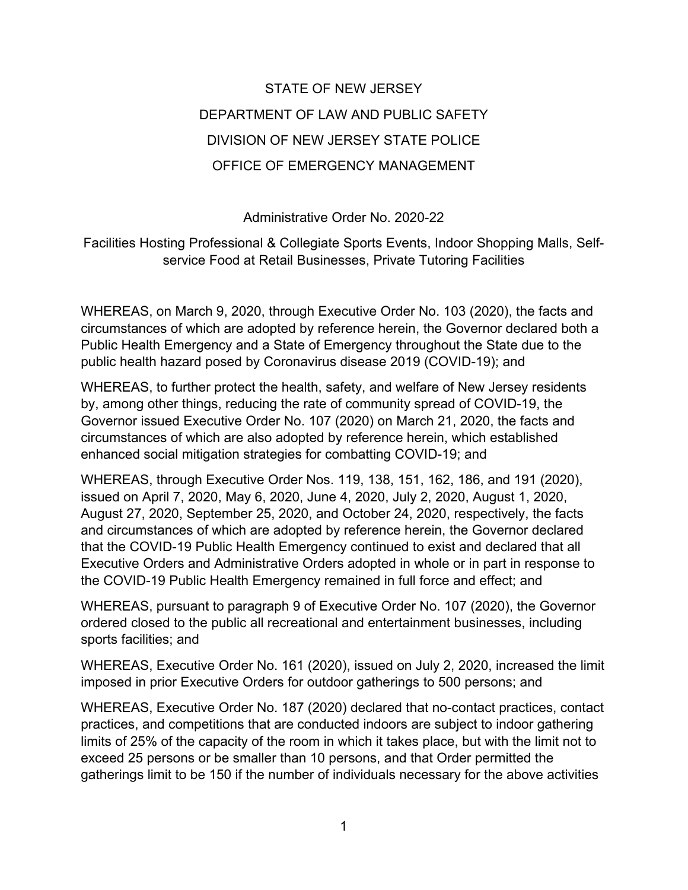# STATE OF NEW JERSEY
# DEPARTMENT OF LAW AND PUBLIC SAFETY
# DIVISION OF NEW JERSEY STATE POLICE
# OFFICE OF EMERGENCY MANAGEMENT

## Administrative Order No. 2020-22

### Facilities Hosting Professional & Collegiate Sports Events, Indoor Shopping Malls, Self-service Food at Retail Businesses, Private Tutoring Facilities

WHEREAS, on March 9, 2020, through Executive Order No. 103 (2020), the facts and circumstances of which are adopted by reference herein, the Governor declared both a Public Health Emergency and a State of Emergency throughout the State due to the public health hazard posed by Coronavirus disease 2019 (COVID-19); and

WHEREAS, to further protect the health, safety, and welfare of New Jersey residents by, among other things, reducing the rate of community spread of COVID-19, the Governor issued Executive Order No. 107 (2020) on March 21, 2020, the facts and circumstances of which are also adopted by reference herein, which established enhanced social mitigation strategies for combatting COVID-19; and

WHEREAS, through Executive Order Nos. 119, 138, 151, 162, 186, and 191 (2020), issued on April 7, 2020, May 6, 2020, June 4, 2020, July 2, 2020, August 1, 2020, August 27, 2020, September 25, 2020, and October 24, 2020, respectively, the facts and circumstances of which are adopted by reference herein, the Governor declared that the COVID-19 Public Health Emergency continued to exist and declared that all Executive Orders and Administrative Orders adopted in whole or in part in response to the COVID-19 Public Health Emergency remained in full force and effect; and

WHEREAS, pursuant to paragraph 9 of Executive Order No. 107 (2020), the Governor ordered closed to the public all recreational and entertainment businesses, including sports facilities; and

WHEREAS, Executive Order No. 161 (2020), issued on July 2, 2020, increased the limit imposed in prior Executive Orders for outdoor gatherings to 500 persons; and

WHEREAS, Executive Order No. 187 (2020) declared that no-contact practices, contact practices, and competitions that are conducted indoors are subject to indoor gathering limits of 25% of the capacity of the room in which it takes place, but with the limit not to exceed 25 persons or be smaller than 10 persons, and that Order permitted the gatherings limit to be 150 if the number of individuals necessary for the above activities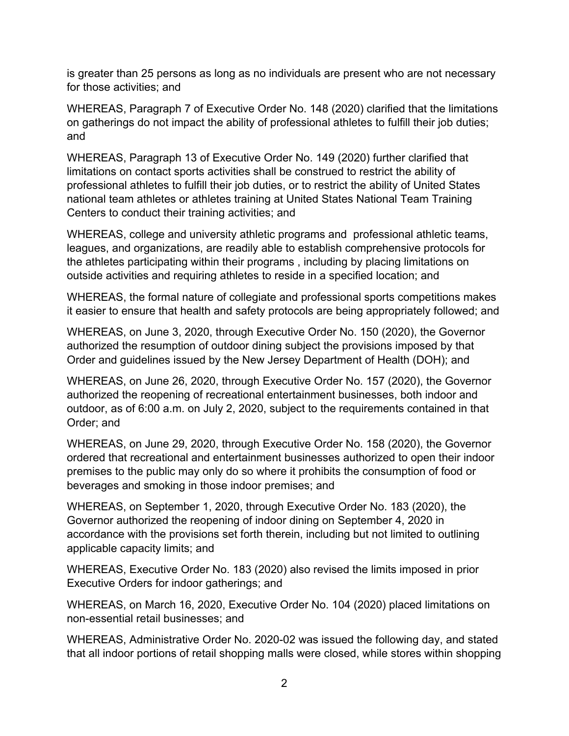is greater than 25 persons as long as no individuals are present who are not necessary for those activities; and

WHEREAS, Paragraph 7 of Executive Order No. 148 (2020) clarified that the limitations on gatherings do not impact the ability of professional athletes to fulfill their job duties; and

WHEREAS, Paragraph 13 of Executive Order No. 149 (2020) further clarified that limitations on contact sports activities shall be construed to restrict the ability of professional athletes to fulfill their job duties, or to restrict the ability of United States national team athletes or athletes training at United States National Team Training Centers to conduct their training activities; and

WHEREAS, college and university athletic programs and  professional athletic teams, leagues, and organizations, are readily able to establish comprehensive protocols for the athletes participating within their programs , including by placing limitations on outside activities and requiring athletes to reside in a specified location; and

WHEREAS, the formal nature of collegiate and professional sports competitions makes it easier to ensure that health and safety protocols are being appropriately followed; and

WHEREAS, on June 3, 2020, through Executive Order No. 150 (2020), the Governor authorized the resumption of outdoor dining subject the provisions imposed by that Order and guidelines issued by the New Jersey Department of Health (DOH); and

WHEREAS, on June 26, 2020, through Executive Order No. 157 (2020), the Governor authorized the reopening of recreational entertainment businesses, both indoor and outdoor, as of 6:00 a.m. on July 2, 2020, subject to the requirements contained in that Order; and

WHEREAS, on June 29, 2020, through Executive Order No. 158 (2020), the Governor ordered that recreational and entertainment businesses authorized to open their indoor premises to the public may only do so where it prohibits the consumption of food or beverages and smoking in those indoor premises; and

WHEREAS, on September 1, 2020, through Executive Order No. 183 (2020), the Governor authorized the reopening of indoor dining on September 4, 2020 in accordance with the provisions set forth therein, including but not limited to outlining applicable capacity limits; and

WHEREAS, Executive Order No. 183 (2020) also revised the limits imposed in prior Executive Orders for indoor gatherings; and

WHEREAS, on March 16, 2020, Executive Order No. 104 (2020) placed limitations on non-essential retail businesses; and

WHEREAS, Administrative Order No. 2020-02 was issued the following day, and stated that all indoor portions of retail shopping malls were closed, while stores within shopping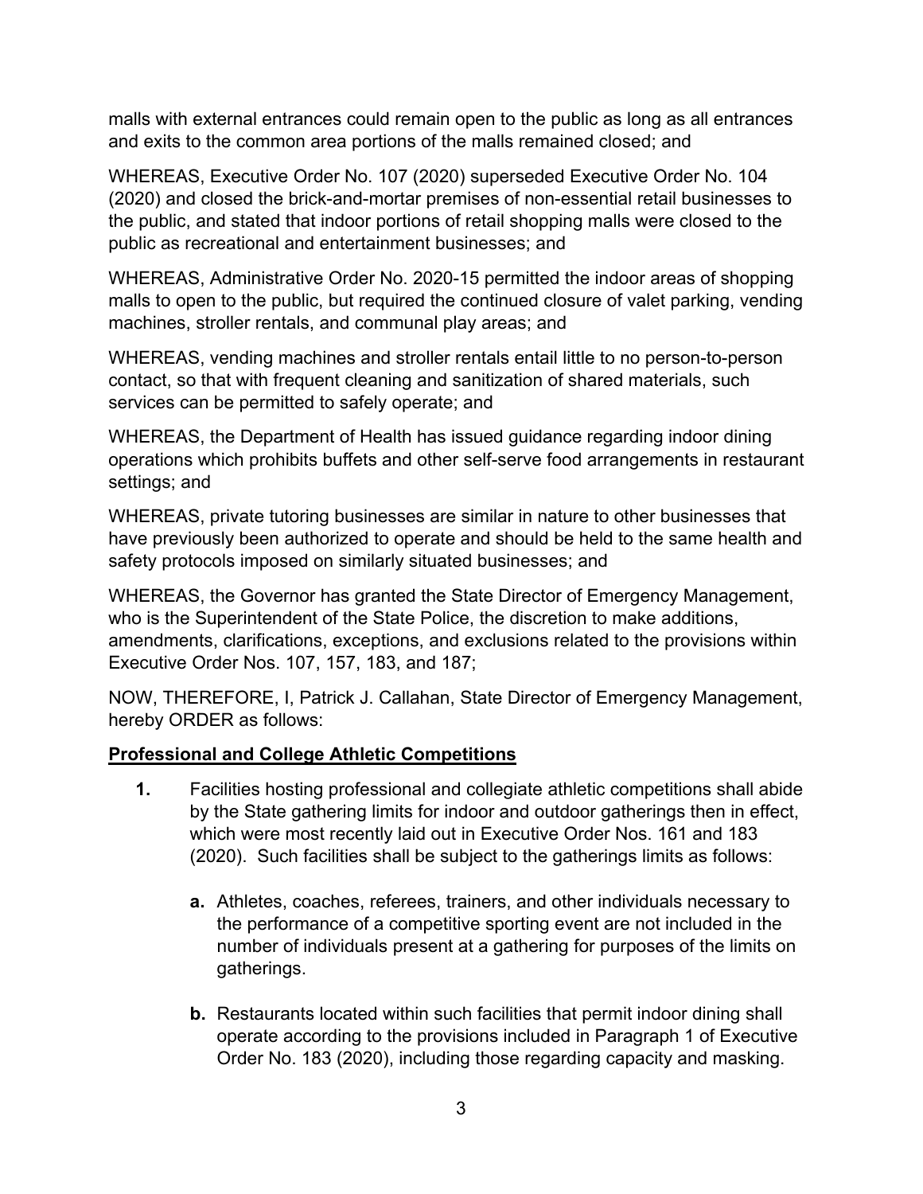malls with external entrances could remain open to the public as long as all entrances and exits to the common area portions of the malls remained closed; and

WHEREAS, Executive Order No. 107 (2020) superseded Executive Order No. 104 (2020) and closed the brick-and-mortar premises of non-essential retail businesses to the public, and stated that indoor portions of retail shopping malls were closed to the public as recreational and entertainment businesses; and

WHEREAS, Administrative Order No. 2020-15 permitted the indoor areas of shopping malls to open to the public, but required the continued closure of valet parking, vending machines, stroller rentals, and communal play areas; and

WHEREAS, vending machines and stroller rentals entail little to no person-to-person contact, so that with frequent cleaning and sanitization of shared materials, such services can be permitted to safely operate; and

WHEREAS, the Department of Health has issued guidance regarding indoor dining operations which prohibits buffets and other self-serve food arrangements in restaurant settings; and

WHEREAS, private tutoring businesses are similar in nature to other businesses that have previously been authorized to operate and should be held to the same health and safety protocols imposed on similarly situated businesses; and

WHEREAS, the Governor has granted the State Director of Emergency Management, who is the Superintendent of the State Police, the discretion to make additions, amendments, clarifications, exceptions, and exclusions related to the provisions within Executive Order Nos. 107, 157, 183, and 187;

NOW, THEREFORE, I, Patrick J. Callahan, State Director of Emergency Management, hereby ORDER as follows:

**Professional and College Athletic Competitions**

1. Facilities hosting professional and collegiate athletic competitions shall abide by the State gathering limits for indoor and outdoor gatherings then in effect, which were most recently laid out in Executive Order Nos. 161 and 183 (2020). Such facilities shall be subject to the gatherings limits as follows:

   a. Athletes, coaches, referees, trainers, and other individuals necessary to the performance of a competitive sporting event are not included in the number of individuals present at a gathering for purposes of the limits on gatherings.

   b. Restaurants located within such facilities that permit indoor dining shall operate according to the provisions included in Paragraph 1 of Executive Order No. 183 (2020), including those regarding capacity and masking.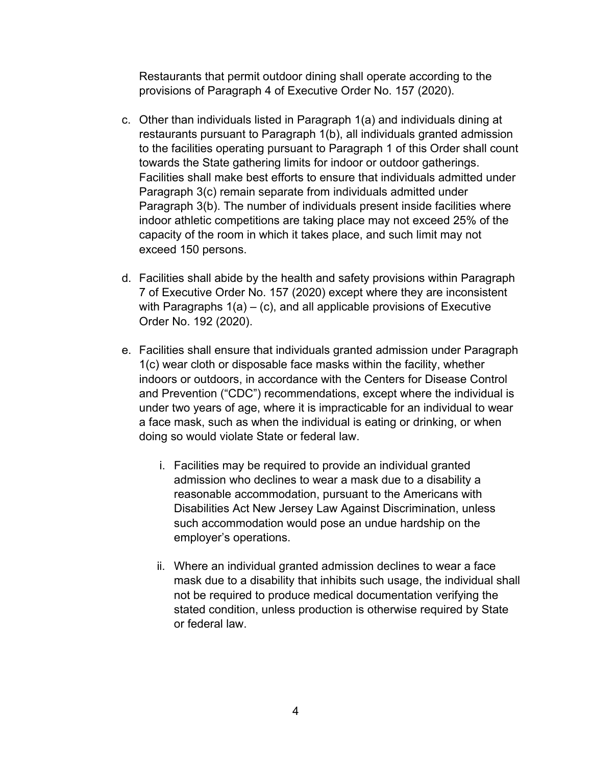Restaurants that permit outdoor dining shall operate according to the provisions of Paragraph 4 of Executive Order No. 157 (2020).

c. Other than individuals listed in Paragraph 1(a) and individuals dining at restaurants pursuant to Paragraph 1(b), all individuals granted admission to the facilities operating pursuant to Paragraph 1 of this Order shall count towards the State gathering limits for indoor or outdoor gatherings. Facilities shall make best efforts to ensure that individuals admitted under Paragraph 3(c) remain separate from individuals admitted under Paragraph 3(b). The number of individuals present inside facilities where indoor athletic competitions are taking place may not exceed 25% of the capacity of the room in which it takes place, and such limit may not exceed 150 persons.

d. Facilities shall abide by the health and safety provisions within Paragraph 7 of Executive Order No. 157 (2020) except where they are inconsistent with Paragraphs 1(a) – (c), and all applicable provisions of Executive Order No. 192 (2020).

e. Facilities shall ensure that individuals granted admission under Paragraph 1(c) wear cloth or disposable face masks within the facility, whether indoors or outdoors, in accordance with the Centers for Disease Control and Prevention ("CDC") recommendations, except where the individual is under two years of age, where it is impracticable for an individual to wear a face mask, such as when the individual is eating or drinking, or when doing so would violate State or federal law.

   i. Facilities may be required to provide an individual granted admission who declines to wear a mask due to a disability a reasonable accommodation, pursuant to the Americans with Disabilities Act New Jersey Law Against Discrimination, unless such accommodation would pose an undue hardship on the employer's operations.

   ii. Where an individual granted admission declines to wear a face mask due to a disability that inhibits such usage, the individual shall not be required to produce medical documentation verifying the stated condition, unless production is otherwise required by State or federal law.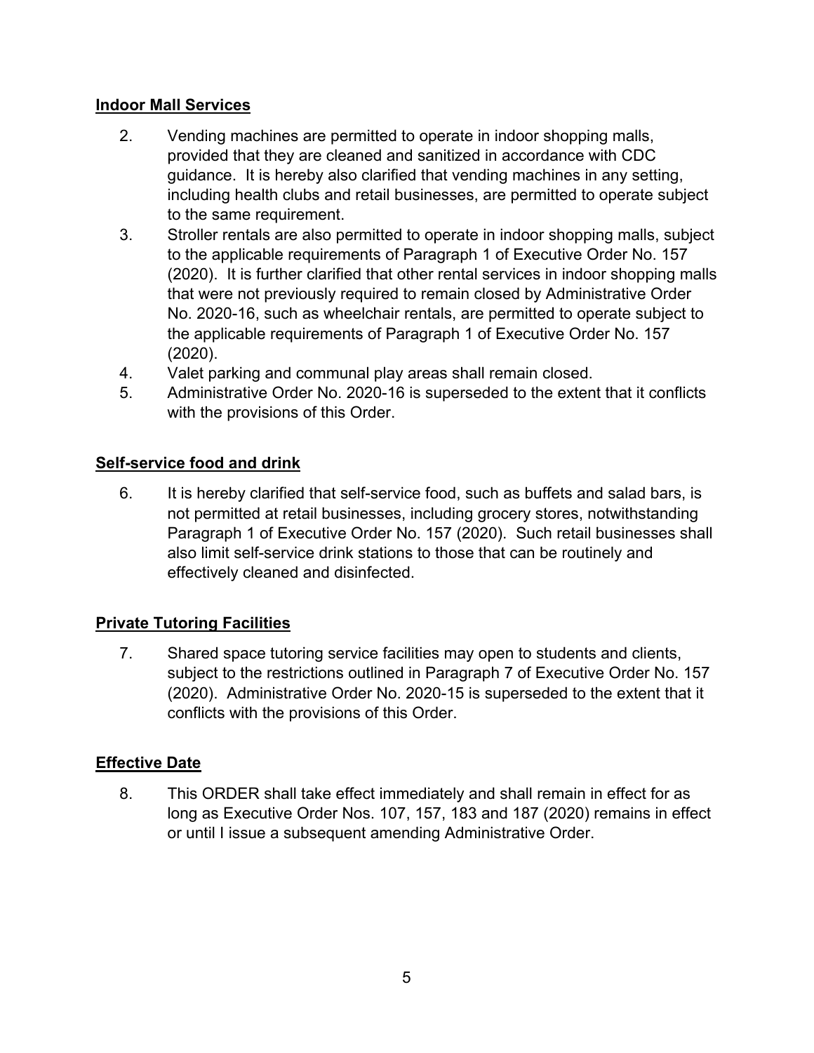**Indoor Mall Services**

2. Vending machines are permitted to operate in indoor shopping malls, provided that they are cleaned and sanitized in accordance with CDC guidance. It is hereby also clarified that vending machines in any setting, including health clubs and retail businesses, are permitted to operate subject to the same requirement.
3. Stroller rentals are also permitted to operate in indoor shopping malls, subject to the applicable requirements of Paragraph 1 of Executive Order No. 157 (2020). It is further clarified that other rental services in indoor shopping malls that were not previously required to remain closed by Administrative Order No. 2020-16, such as wheelchair rentals, are permitted to operate subject to the applicable requirements of Paragraph 1 of Executive Order No. 157 (2020).
4. Valet parking and communal play areas shall remain closed.
5. Administrative Order No. 2020-16 is superseded to the extent that it conflicts with the provisions of this Order.

**Self-service food and drink**

6. It is hereby clarified that self-service food, such as buffets and salad bars, is not permitted at retail businesses, including grocery stores, notwithstanding Paragraph 1 of Executive Order No. 157 (2020). Such retail businesses shall also limit self-service drink stations to those that can be routinely and effectively cleaned and disinfected.

**Private Tutoring Facilities**

7. Shared space tutoring service facilities may open to students and clients, subject to the restrictions outlined in Paragraph 7 of Executive Order No. 157 (2020). Administrative Order No. 2020-15 is superseded to the extent that it conflicts with the provisions of this Order.

**Effective Date**

8. This ORDER shall take effect immediately and shall remain in effect for as long as Executive Order Nos. 107, 157, 183 and 187 (2020) remains in effect or until I issue a subsequent amending Administrative Order.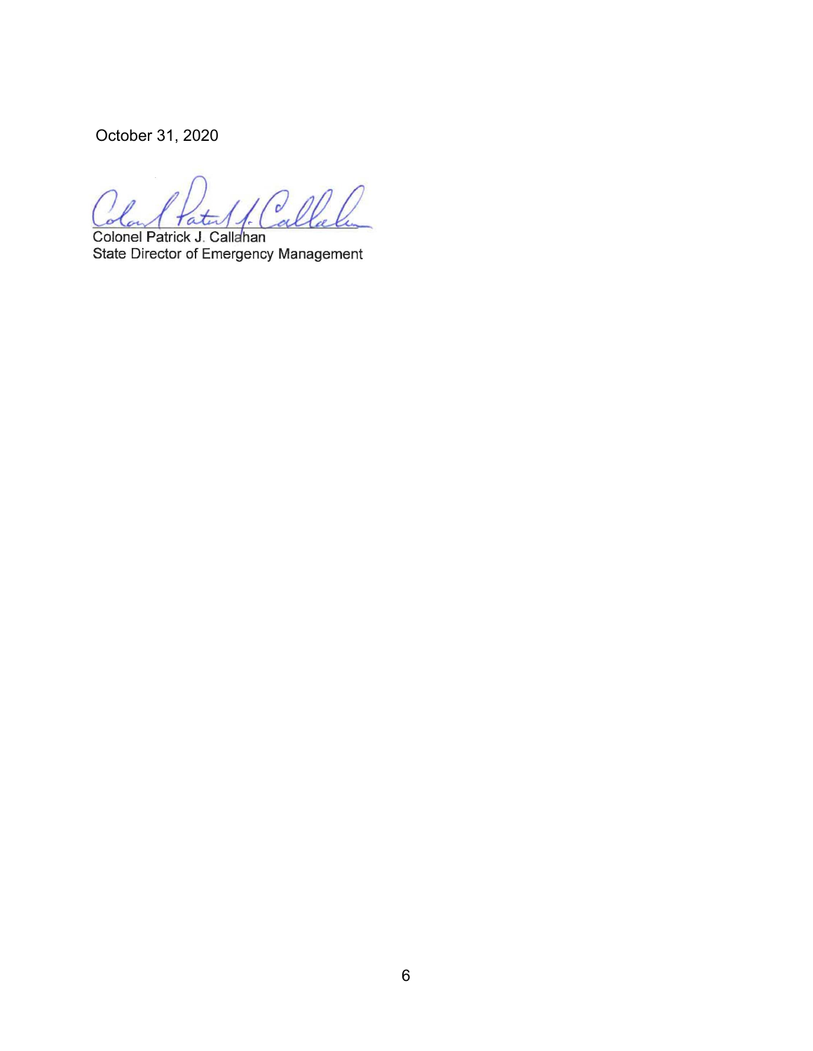October 31, 2020

Colonel Patrick J. Callahan
State Director of Emergency Management